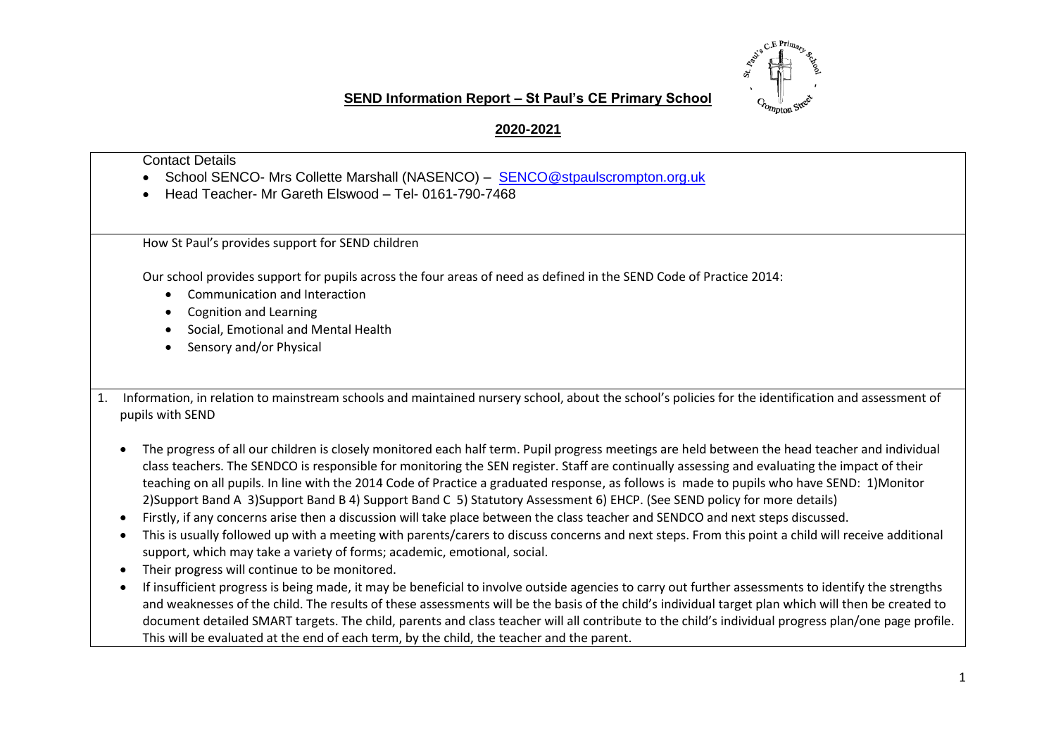# SEND Information Report – St Paul's CE Primary School

## 2020-2021

Contact Details

- School SENCO- Mrs Collette Marshall (NASENCO) – SENCO@stpaulscrompton.org.uk
- Head Teacher- Mr Gareth Elswood – Tel- 0161-790-7468

How St Paul's provides support for SEND children

Our school provides support for pupils across the four areas of need as defined in the SEND Code of Practice 2014:

- Communication and Interaction
- Cognition and Learning
- Social, Emotional and Mental Health
- Sensory and/or Physical

1. Information, in relation to mainstream schools and maintained nursery school, about the school's policies for the identification and assessment of pupils with SEND

- The progress of all our children is closely monitored each half term. Pupil progress meetings are held between the head teacher and individual class teachers. The SENDCO is responsible for monitoring the SEN register. Staff are continually assessing and evaluating the impact of their teaching on all pupils. In line with the 2014 Code of Practice a graduated response, as follows is made to pupils who have SEND: 1)Monitor 2)Support Band A 3)Support Band B 4) Support Band C 5) Statutory Assessment 6) EHCP. (See SEND policy for more details)
- Firstly, if any concerns arise then a discussion will take place between the class teacher and SENDCO and next steps discussed.
- This is usually followed up with a meeting with parents/carers to discuss concerns and next steps. From this point a child will receive additional support, which may take a variety of forms; academic, emotional, social.
- Their progress will continue to be monitored.
- If insufficient progress is being made, it may be beneficial to involve outside agencies to carry out further assessments to identify the strengths and weaknesses of the child. The results of these assessments will be the basis of the child's individual target plan which will then be created to document detailed SMART targets. The child, parents and class teacher will all contribute to the child's individual progress plan/one page profile. This will be evaluated at the end of each term, by the child, the teacher and the parent.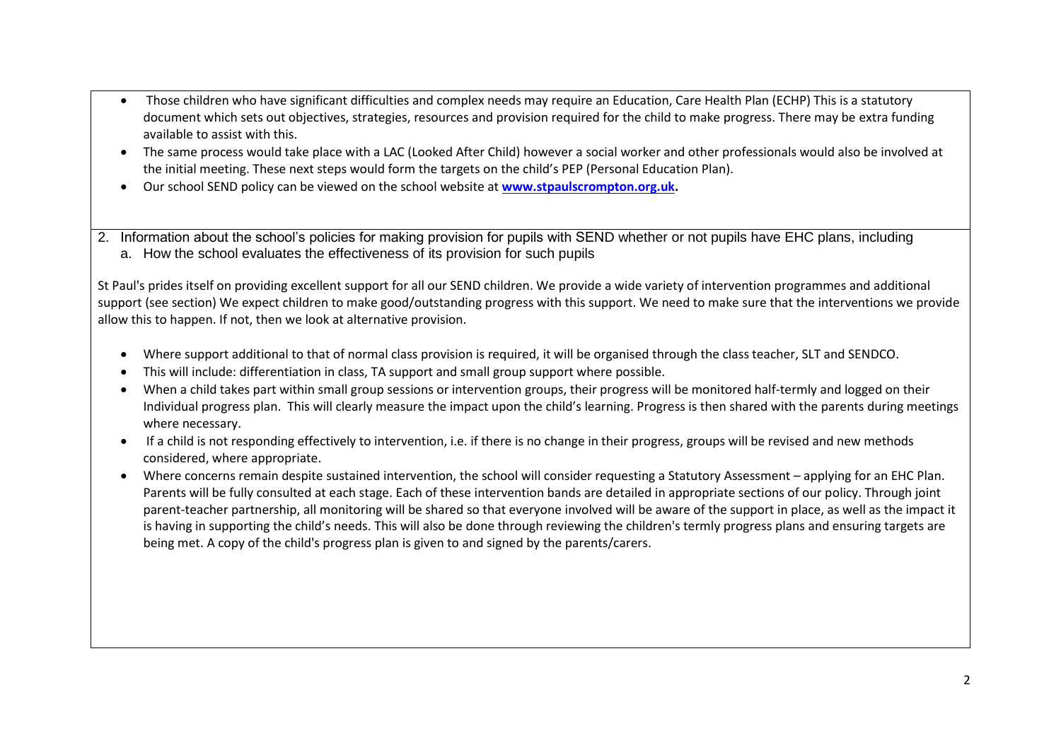- Those children who have significant difficulties and complex needs may require an Education, Care Health Plan (ECHP) This is a statutory document which sets out objectives, strategies, resources and provision required for the child to make progress. There may be extra funding available to assist with this.
- The same process would take place with a LAC (Looked After Child) however a social worker and other professionals would also be involved at the initial meeting. These next steps would form the targets on the child's PEP (Personal Education Plan).
- Our school SEND policy can be viewed on the school website at **[www.stpaulscrompton.org.uk](http://www.stpaulscrompton.org.uk).**

2. Information about the school's policies for making provision for pupils with SEND whether or not pupils have EHC plans, including
   a. How the school evaluates the effectiveness of its provision for such pupils

St Paul's prides itself on providing excellent support for all our SEND children. We provide a wide variety of intervention programmes and additional support (see section) We expect children to make good/outstanding progress with this support. We need to make sure that the interventions we provide allow this to happen. If not, then we look at alternative provision.

- Where support additional to that of normal class provision is required, it will be organised through the class teacher, SLT and SENDCO.
- This will include: differentiation in class, TA support and small group support where possible.
- When a child takes part within small group sessions or intervention groups, their progress will be monitored half-termly and logged on their Individual progress plan. This will clearly measure the impact upon the child's learning. Progress is then shared with the parents during meetings where necessary.
- If a child is not responding effectively to intervention, i.e. if there is no change in their progress, groups will be revised and new methods considered, where appropriate.
- Where concerns remain despite sustained intervention, the school will consider requesting a Statutory Assessment – applying for an EHC Plan. Parents will be fully consulted at each stage. Each of these intervention bands are detailed in appropriate sections of our policy. Through joint parent-teacher partnership, all monitoring will be shared so that everyone involved will be aware of the support in place, as well as the impact it is having in supporting the child's needs. This will also be done through reviewing the children's termly progress plans and ensuring targets are being met. A copy of the child's progress plan is given to and signed by the parents/carers.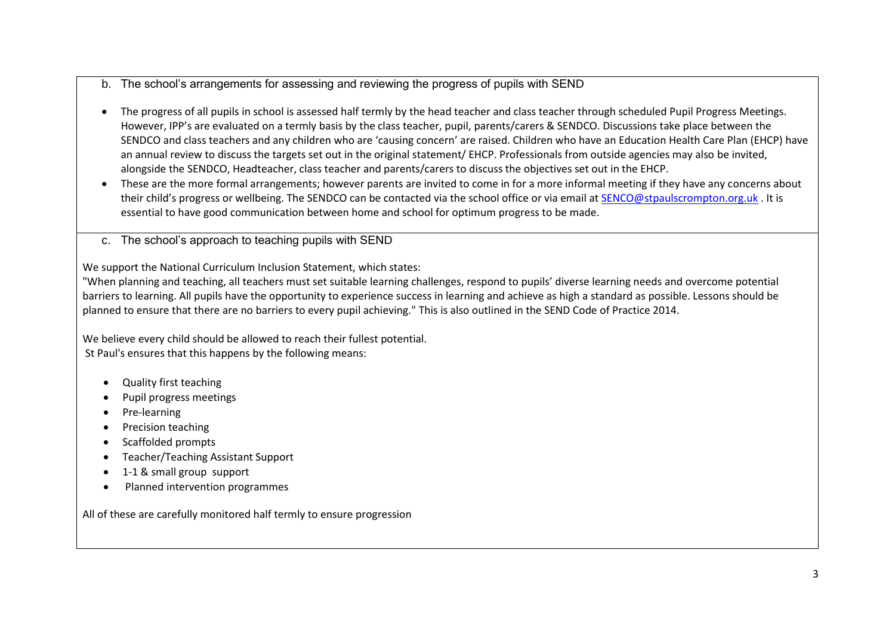## b. The school's arrangements for assessing and reviewing the progress of pupils with SEND

- The progress of all pupils in school is assessed half termly by the head teacher and class teacher through scheduled Pupil Progress Meetings. However, IPP's are evaluated on a termly basis by the class teacher, pupil, parents/carers & SENDCO. Discussions take place between the SENDCO and class teachers and any children who are 'causing concern' are raised. Children who have an Education Health Care Plan (EHCP) have an annual review to discuss the targets set out in the original statement/ EHCP. Professionals from outside agencies may also be invited, alongside the SENDCO, Headteacher, class teacher and parents/carers to discuss the objectives set out in the EHCP.
- These are the more formal arrangements; however parents are invited to come in for a more informal meeting if they have any concerns about their child's progress or wellbeing. The SENDCO can be contacted via the school office or via email at SENCO@stpaulscrompton.org.uk . It is essential to have good communication between home and school for optimum progress to be made.

## c. The school's approach to teaching pupils with SEND

We support the National Curriculum Inclusion Statement, which states:
"When planning and teaching, all teachers must set suitable learning challenges, respond to pupils' diverse learning needs and overcome potential barriers to learning. All pupils have the opportunity to experience success in learning and achieve as high a standard as possible. Lessons should be planned to ensure that there are no barriers to every pupil achieving." This is also outlined in the SEND Code of Practice 2014.

We believe every child should be allowed to reach their fullest potential.
St Paul's ensures that this happens by the following means:

- Quality first teaching
- Pupil progress meetings
- Pre-learning
- Precision teaching
- Scaffolded prompts
- Teacher/Teaching Assistant Support
- 1-1 & small group support
- Planned intervention programmes

All of these are carefully monitored half termly to ensure progression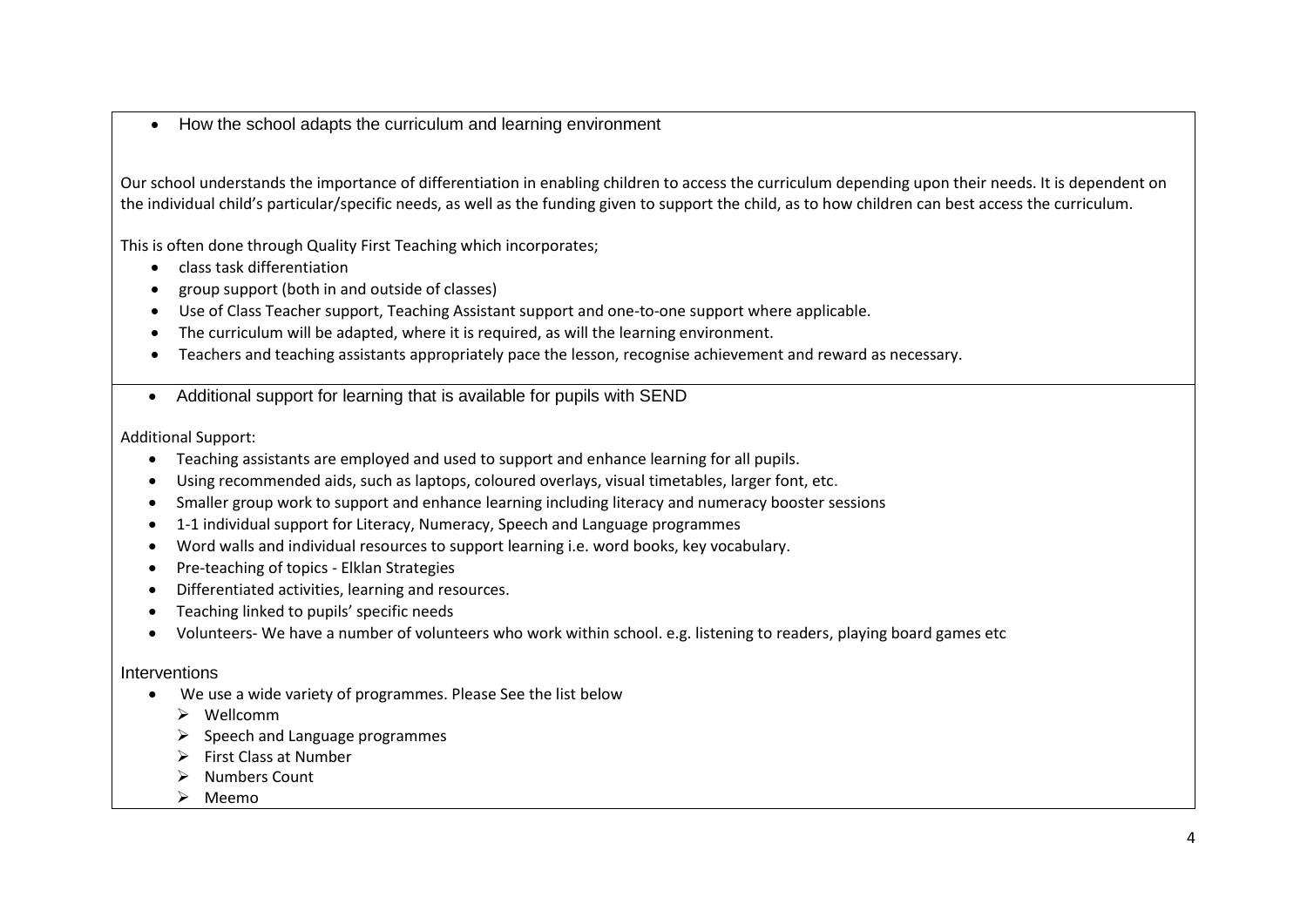- How the school adapts the curriculum and learning environment

Our school understands the importance of differentiation in enabling children to access the curriculum depending upon their needs. It is dependent on the individual child's particular/specific needs, as well as the funding given to support the child, as to how children can best access the curriculum.

This is often done through Quality First Teaching which incorporates;

- class task differentiation
- group support (both in and outside of classes)
- Use of Class Teacher support, Teaching Assistant support and one-to-one support where applicable.
- The curriculum will be adapted, where it is required, as will the learning environment.
- Teachers and teaching assistants appropriately pace the lesson, recognise achievement and reward as necessary.

---

- Additional support for learning that is available for pupils with SEND

Additional Support:

- Teaching assistants are employed and used to support and enhance learning for all pupils.
- Using recommended aids, such as laptops, coloured overlays, visual timetables, larger font, etc.
- Smaller group work to support and enhance learning including literacy and numeracy booster sessions
- 1-1 individual support for Literacy, Numeracy, Speech and Language programmes
- Word walls and individual resources to support learning i.e. word books, key vocabulary.
- Pre-teaching of topics - Elklan Strategies
- Differentiated activities, learning and resources.
- Teaching linked to pupils' specific needs
- Volunteers- We have a number of volunteers who work within school. e.g. listening to readers, playing board games etc

Interventions

- We use a wide variety of programmes. Please See the list below
  - Wellcomm
  - Speech and Language programmes
  - First Class at Number
  - Numbers Count
  - Meemo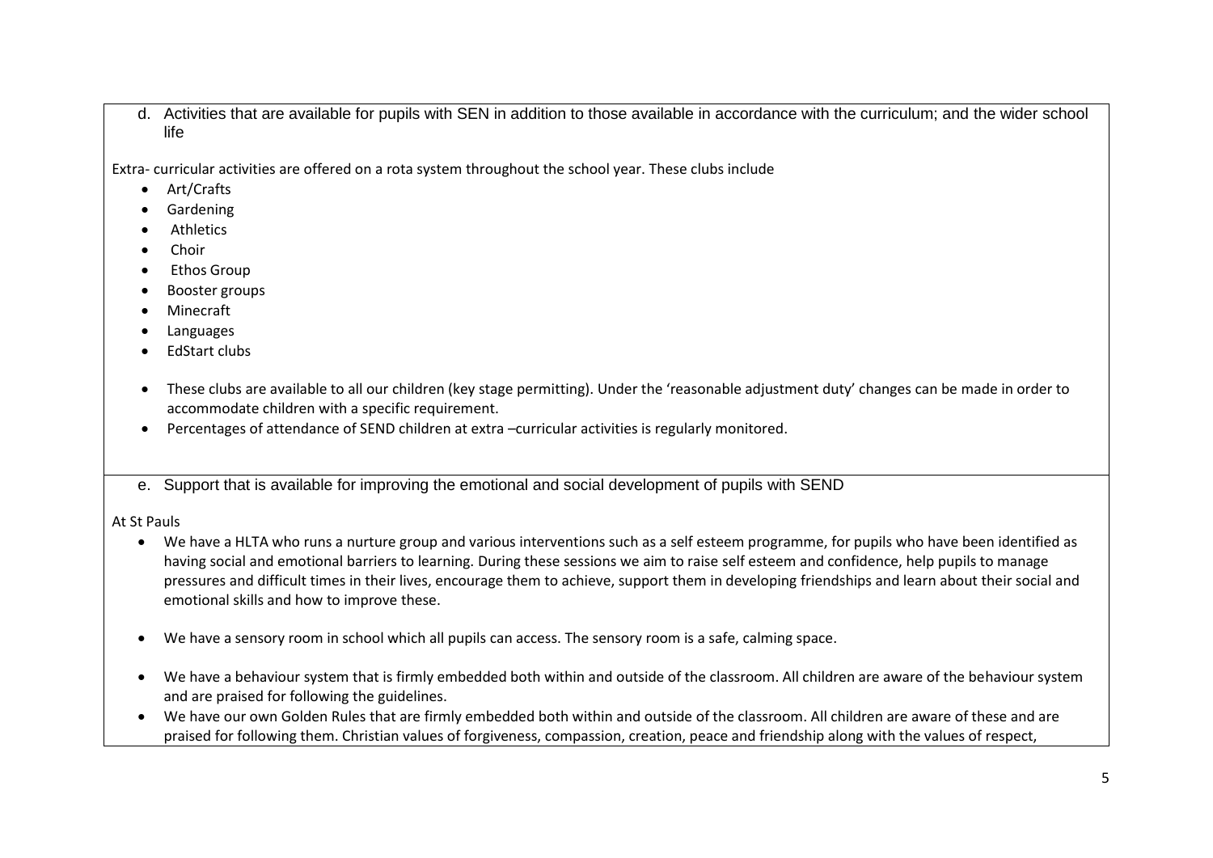## d. Activities that are available for pupils with SEN in addition to those available in accordance with the curriculum; and the wider school life

Extra- curricular activities are offered on a rota system throughout the school year. These clubs include

- Art/Crafts
- Gardening
- Athletics
- Choir
- Ethos Group
- Booster groups
- Minecraft
- Languages
- EdStart clubs

- These clubs are available to all our children (key stage permitting). Under the 'reasonable adjustment duty' changes can be made in order to accommodate children with a specific requirement.
- Percentages of attendance of SEND children at extra –curricular activities is regularly monitored.

## e. Support that is available for improving the emotional and social development of pupils with SEND

At St Pauls

- We have a HLTA who runs a nurture group and various interventions such as a self esteem programme, for pupils who have been identified as having social and emotional barriers to learning. During these sessions we aim to raise self esteem and confidence, help pupils to manage pressures and difficult times in their lives, encourage them to achieve, support them in developing friendships and learn about their social and emotional skills and how to improve these.

- We have a sensory room in school which all pupils can access. The sensory room is a safe, calming space.

- We have a behaviour system that is firmly embedded both within and outside of the classroom. All children are aware of the behaviour system and are praised for following the guidelines.
- We have our own Golden Rules that are firmly embedded both within and outside of the classroom. All children are aware of these and are praised for following them. Christian values of forgiveness, compassion, creation, peace and friendship along with the values of respect,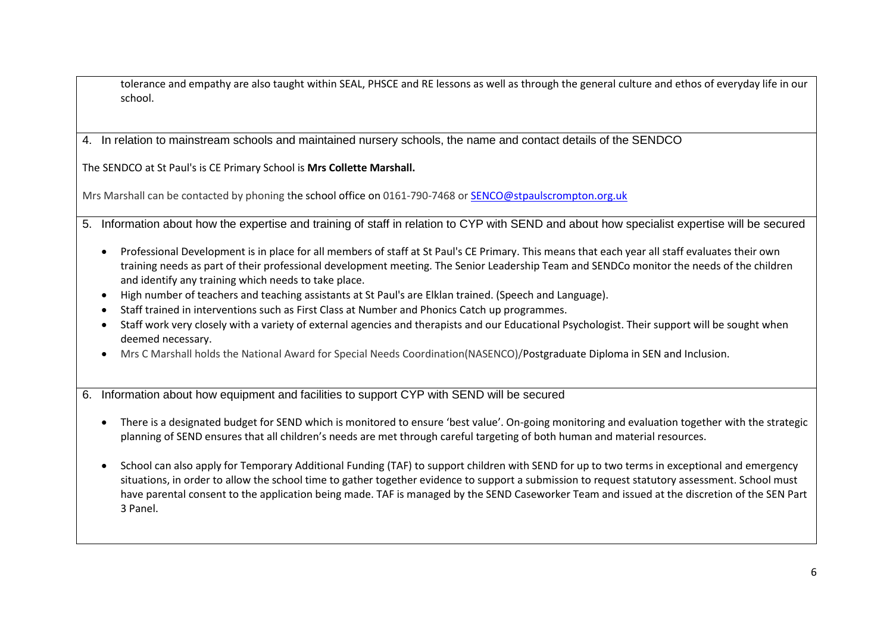tolerance and empathy are also taught within SEAL, PHSCE and RE lessons as well as through the general culture and ethos of everyday life in our school.

## 4. In relation to mainstream schools and maintained nursery schools, the name and contact details of the SENDCO

The SENDCO at St Paul's is CE Primary School is **Mrs Collette Marshall.**

Mrs Marshall can be contacted by phoning the school office on 0161-790-7468 or [SENCO@stpaulscrompton.org.uk](mailto:SENCO@stpaulscrompton.org.uk)

## 5. Information about how the expertise and training of staff in relation to CYP with SEND and about how specialist expertise will be secured

- Professional Development is in place for all members of staff at St Paul's CE Primary. This means that each year all staff evaluates their own training needs as part of their professional development meeting. The Senior Leadership Team and SENDCo monitor the needs of the children and identify any training which needs to take place.
- High number of teachers and teaching assistants at St Paul's are Elklan trained. (Speech and Language).
- Staff trained in interventions such as First Class at Number and Phonics Catch up programmes.
- Staff work very closely with a variety of external agencies and therapists and our Educational Psychologist. Their support will be sought when deemed necessary.
- Mrs C Marshall holds the National Award for Special Needs Coordination(NASENCO)/Postgraduate Diploma in SEN and Inclusion.

## 6. Information about how equipment and facilities to support CYP with SEND will be secured

- There is a designated budget for SEND which is monitored to ensure 'best value'. On-going monitoring and evaluation together with the strategic planning of SEND ensures that all children's needs are met through careful targeting of both human and material resources.
- School can also apply for Temporary Additional Funding (TAF) to support children with SEND for up to two terms in exceptional and emergency situations, in order to allow the school time to gather together evidence to support a submission to request statutory assessment. School must have parental consent to the application being made. TAF is managed by the SEND Caseworker Team and issued at the discretion of the SEN Part 3 Panel.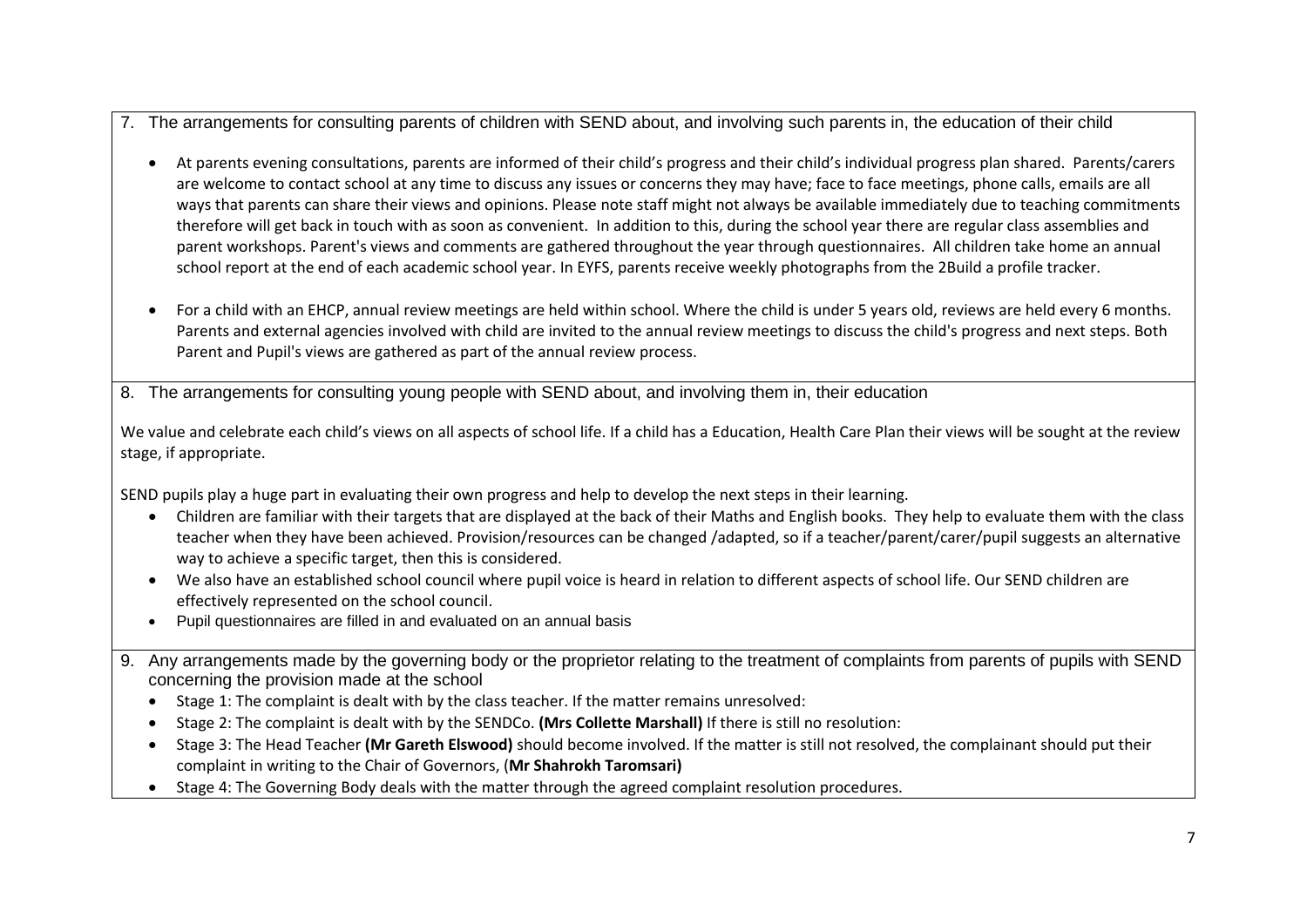## 7. The arrangements for consulting parents of children with SEND about, and involving such parents in, the education of their child

- At parents evening consultations, parents are informed of their child's progress and their child's individual progress plan shared. Parents/carers are welcome to contact school at any time to discuss any issues or concerns they may have; face to face meetings, phone calls, emails are all ways that parents can share their views and opinions. Please note staff might not always be available immediately due to teaching commitments therefore will get back in touch with as soon as convenient. In addition to this, during the school year there are regular class assemblies and parent workshops. Parent's views and comments are gathered throughout the year through questionnaires. All children take home an annual school report at the end of each academic school year. In EYFS, parents receive weekly photographs from the 2Build a profile tracker.

- For a child with an EHCP, annual review meetings are held within school. Where the child is under 5 years old, reviews are held every 6 months. Parents and external agencies involved with child are invited to the annual review meetings to discuss the child's progress and next steps. Both Parent and Pupil's views are gathered as part of the annual review process.

## 8. The arrangements for consulting young people with SEND about, and involving them in, their education

We value and celebrate each child's views on all aspects of school life. If a child has a Education, Health Care Plan their views will be sought at the review stage, if appropriate.

SEND pupils play a huge part in evaluating their own progress and help to develop the next steps in their learning.

- Children are familiar with their targets that are displayed at the back of their Maths and English books. They help to evaluate them with the class teacher when they have been achieved. Provision/resources can be changed /adapted, so if a teacher/parent/carer/pupil suggests an alternative way to achieve a specific target, then this is considered.
- We also have an established school council where pupil voice is heard in relation to different aspects of school life. Our SEND children are effectively represented on the school council.
- Pupil questionnaires are filled in and evaluated on an annual basis

## 9. Any arrangements made by the governing body or the proprietor relating to the treatment of complaints from parents of pupils with SEND concerning the provision made at the school

- Stage 1: The complaint is dealt with by the class teacher. If the matter remains unresolved:
- Stage 2: The complaint is dealt with by the SENDCo. **(Mrs Collette Marshall)** If there is still no resolution:
- Stage 3: The Head Teacher **(Mr Gareth Elswood)** should become involved. If the matter is still not resolved, the complainant should put their complaint in writing to the Chair of Governors, (**Mr Shahrokh Taromsari)**
- Stage 4: The Governing Body deals with the matter through the agreed complaint resolution procedures.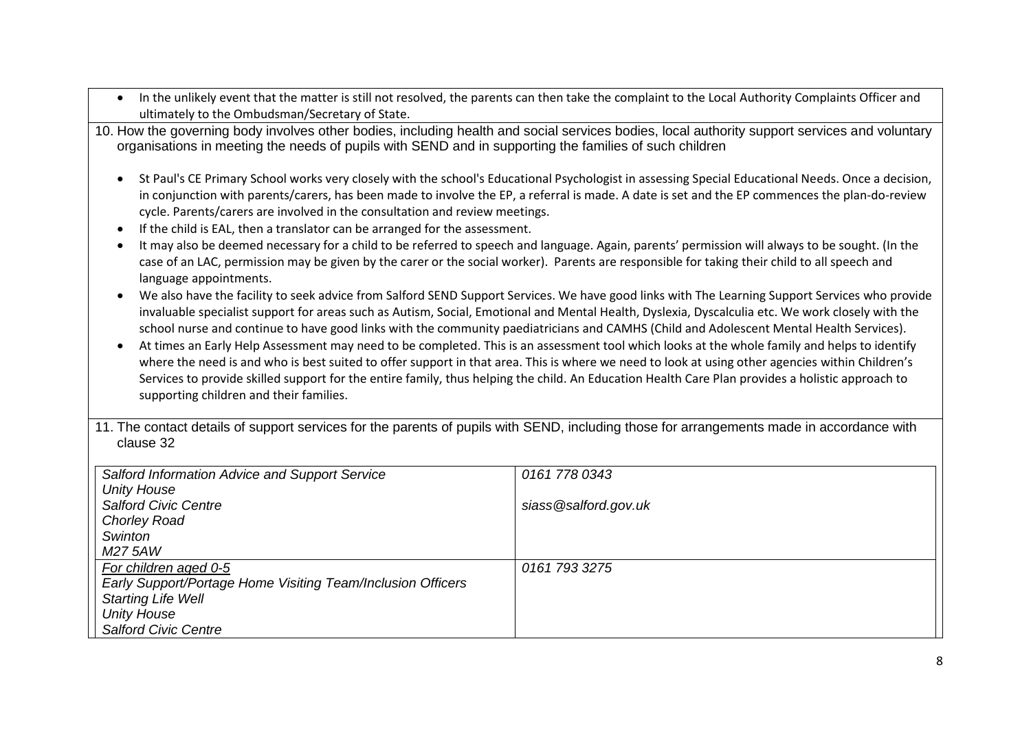- In the unlikely event that the matter is still not resolved, the parents can then take the complaint to the Local Authority Complaints Officer and ultimately to the Ombudsman/Secretary of State.

10. How the governing body involves other bodies, including health and social services bodies, local authority support services and voluntary organisations in meeting the needs of pupils with SEND and in supporting the families of such children

- St Paul's CE Primary School works very closely with the school's Educational Psychologist in assessing Special Educational Needs. Once a decision, in conjunction with parents/carers, has been made to involve the EP, a referral is made. A date is set and the EP commences the plan-do-review cycle. Parents/carers are involved in the consultation and review meetings.
- If the child is EAL, then a translator can be arranged for the assessment.
- It may also be deemed necessary for a child to be referred to speech and language. Again, parents' permission will always to be sought. (In the case of an LAC, permission may be given by the carer or the social worker). Parents are responsible for taking their child to all speech and language appointments.
- We also have the facility to seek advice from Salford SEND Support Services. We have good links with The Learning Support Services who provide invaluable specialist support for areas such as Autism, Social, Emotional and Mental Health, Dyslexia, Dyscalculia etc. We work closely with the school nurse and continue to have good links with the community paediatricians and CAMHS (Child and Adolescent Mental Health Services).
- At times an Early Help Assessment may need to be completed. This is an assessment tool which looks at the whole family and helps to identify where the need is and who is best suited to offer support in that area. This is where we need to look at using other agencies within Children's Services to provide skilled support for the entire family, thus helping the child. An Education Health Care Plan provides a holistic approach to supporting children and their families.

11. The contact details of support services for the parents of pupils with SEND, including those for arrangements made in accordance with clause 32

| | |
|---|---|
| *Salford Information Advice and Support Service*<br>*Unity House*<br>*Salford Civic Centre*<br>*Chorley Road*<br>*Swinton*<br>*M27 5AW* | *0161 778 0343*<br><br>*siass@salford.gov.uk* |
| *For children aged 0-5*<br>*Early Support/Portage Home Visiting Team/Inclusion Officers*<br>*Starting Life Well*<br>*Unity House*<br>*Salford Civic Centre* | *0161 793 3275* |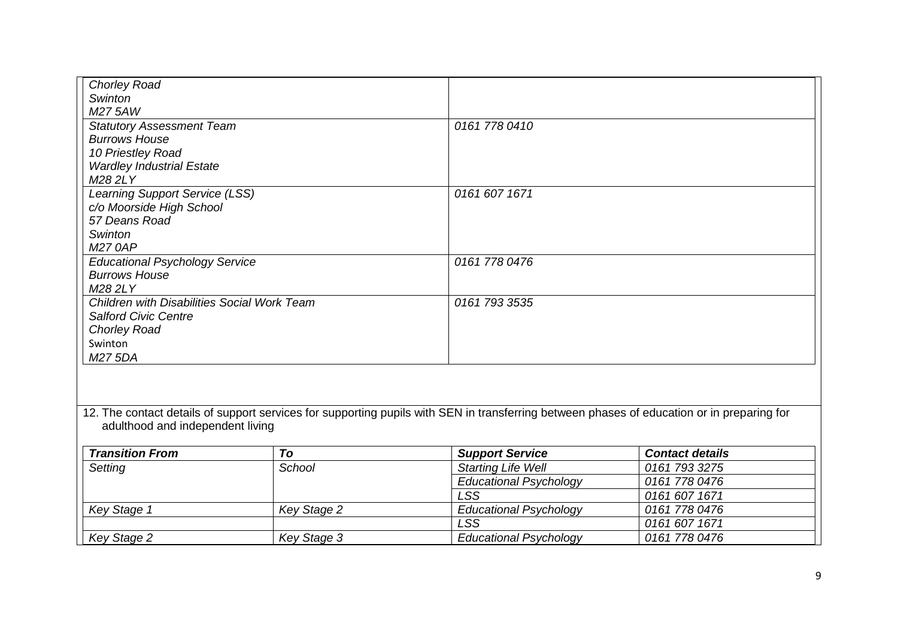| | |
|---|---|
| *Chorley Road*<br>*Swinton*<br>*M27 5AW* | |
| *Statutory Assessment Team*<br>*Burrows House*<br>*10 Priestley Road*<br>*Wardley Industrial Estate*<br>*M28 2LY* | *0161 778 0410* |
| *Learning Support Service (LSS)*<br>*c/o Moorside High School*<br>*57 Deans Road*<br>*Swinton*<br>*M27 0AP* | *0161 607 1671* |
| *Educational Psychology Service*<br>*Burrows House*<br>*M28 2LY* | *0161 778 0476* |
| *Children with Disabilities Social Work Team*<br>*Salford Civic Centre*<br>*Chorley Road*<br>Swinton<br>*M27 5DA* | *0161 793 3535* |

12. The contact details of support services for supporting pupils with SEN in transferring between phases of education or in preparing for adulthood and independent living

| ***Transition From*** | ***To*** | ***Support Service*** | ***Contact details*** |
|---|---|---|---|
| *Setting* | *School* | *Starting Life Well* | *0161 793 3275* |
| | | *Educational Psychology* | *0161 778 0476* |
| | | *LSS* | *0161 607 1671* |
| *Key Stage 1* | *Key Stage 2* | *Educational Psychology* | *0161 778 0476* |
| | | *LSS* | *0161 607 1671* |
| *Key Stage 2* | *Key Stage 3* | *Educational Psychology* | *0161 778 0476* |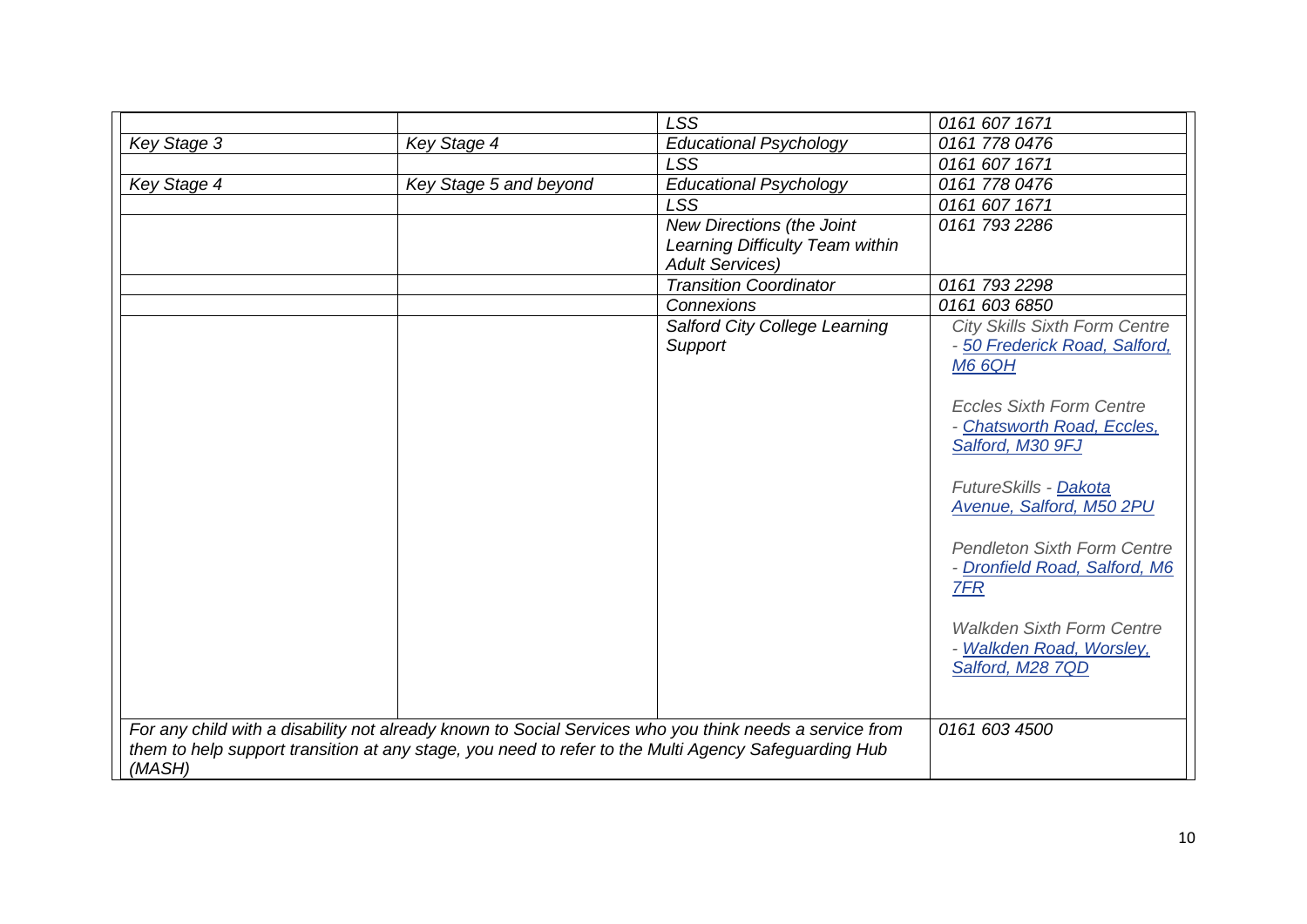| | | | |
|---|---|---|---|
| | | *LSS* | *0161 607 1671* |
| *Key Stage 3* | *Key Stage 4* | *Educational Psychology* | *0161 778 0476* |
| | | *LSS* | *0161 607 1671* |
| *Key Stage 4* | *Key Stage 5 and beyond* | *Educational Psychology* | *0161 778 0476* |
| | | *LSS* | *0161 607 1671* |
| | | *New Directions (the Joint Learning Difficulty Team within Adult Services)* | *0161 793 2286* |
| | | *Transition Coordinator* | *0161 793 2298* |
| | | *Connexions* | *0161 603 6850* |
| | | *Salford City College Learning Support* | *City Skills Sixth Form Centre - 50 Frederick Road, Salford, M6 6QH*<br><br>*Eccles Sixth Form Centre - Chatsworth Road, Eccles, Salford, M30 9FJ*<br><br>*FutureSkills - Dakota Avenue, Salford, M50 2PU*<br><br>*Pendleton Sixth Form Centre - Dronfield Road, Salford, M6 7FR*<br><br>*Walkden Sixth Form Centre - Walkden Road, Worsley, Salford, M28 7QD* |
| *For any child with a disability not already known to Social Services who you think needs a service from them to help support transition at any stage, you need to refer to the Multi Agency Safeguarding Hub (MASH)* | | | *0161 603 4500* |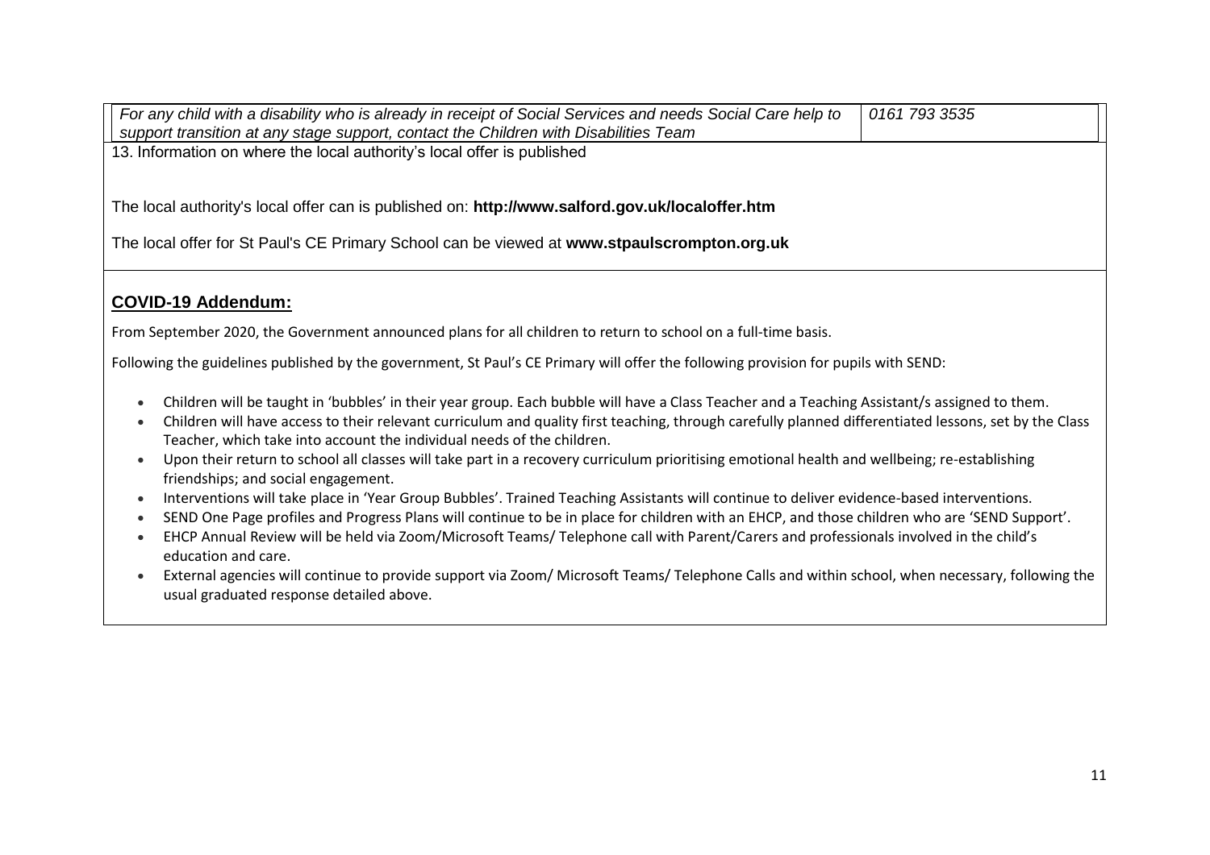| *For any child with a disability who is already in receipt of Social Services and needs Social Care help to support transition at any stage support, contact the Children with Disabilities Team* | *0161 793 3535* |
| --- | --- |

13. Information on where the local authority's local offer is published

The local authority's local offer can is published on: **http://www.salford.gov.uk/localoffer.htm**

The local offer for St Paul's CE Primary School can be viewed at **www.stpaulscrompton.org.uk**

## COVID-19 Addendum:

From September 2020, the Government announced plans for all children to return to school on a full-time basis.

Following the guidelines published by the government, St Paul's CE Primary will offer the following provision for pupils with SEND:

- Children will be taught in 'bubbles' in their year group. Each bubble will have a Class Teacher and a Teaching Assistant/s assigned to them.
- Children will have access to their relevant curriculum and quality first teaching, through carefully planned differentiated lessons, set by the Class Teacher, which take into account the individual needs of the children.
- Upon their return to school all classes will take part in a recovery curriculum prioritising emotional health and wellbeing; re-establishing friendships; and social engagement.
- Interventions will take place in 'Year Group Bubbles'. Trained Teaching Assistants will continue to deliver evidence-based interventions.
- SEND One Page profiles and Progress Plans will continue to be in place for children with an EHCP, and those children who are 'SEND Support'.
- EHCP Annual Review will be held via Zoom/Microsoft Teams/ Telephone call with Parent/Carers and professionals involved in the child's education and care.
- External agencies will continue to provide support via Zoom/ Microsoft Teams/ Telephone Calls and within school, when necessary, following the usual graduated response detailed above.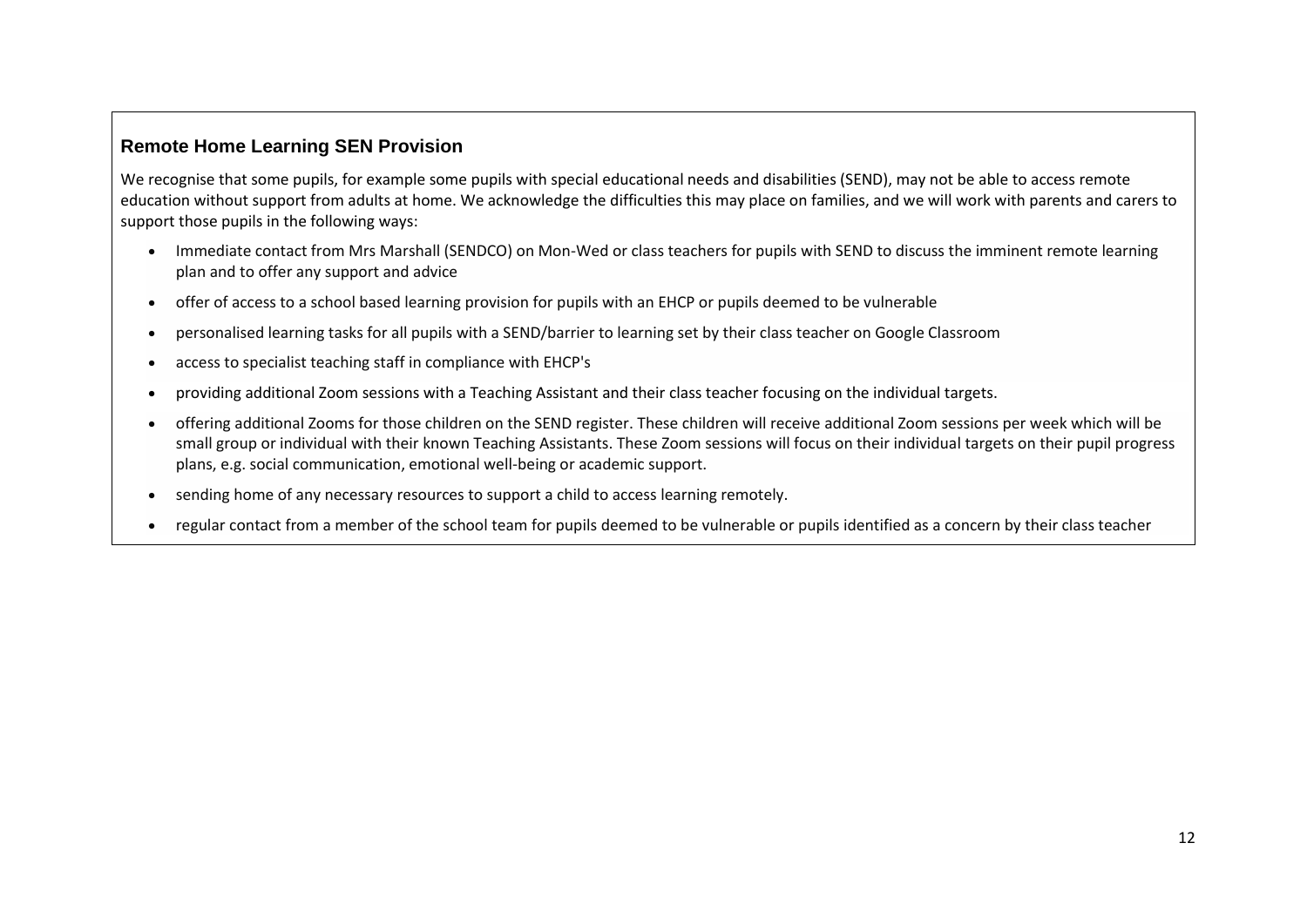### Remote Home Learning SEN Provision

We recognise that some pupils, for example some pupils with special educational needs and disabilities (SEND), may not be able to access remote education without support from adults at home. We acknowledge the difficulties this may place on families, and we will work with parents and carers to support those pupils in the following ways:

- Immediate contact from Mrs Marshall (SENDCO) on Mon-Wed or class teachers for pupils with SEND to discuss the imminent remote learning plan and to offer any support and advice
- offer of access to a school based learning provision for pupils with an EHCP or pupils deemed to be vulnerable
- personalised learning tasks for all pupils with a SEND/barrier to learning set by their class teacher on Google Classroom
- access to specialist teaching staff in compliance with EHCP's
- providing additional Zoom sessions with a Teaching Assistant and their class teacher focusing on the individual targets.
- offering additional Zooms for those children on the SEND register. These children will receive additional Zoom sessions per week which will be small group or individual with their known Teaching Assistants. These Zoom sessions will focus on their individual targets on their pupil progress plans, e.g. social communication, emotional well-being or academic support.
- sending home of any necessary resources to support a child to access learning remotely.
- regular contact from a member of the school team for pupils deemed to be vulnerable or pupils identified as a concern by their class teacher